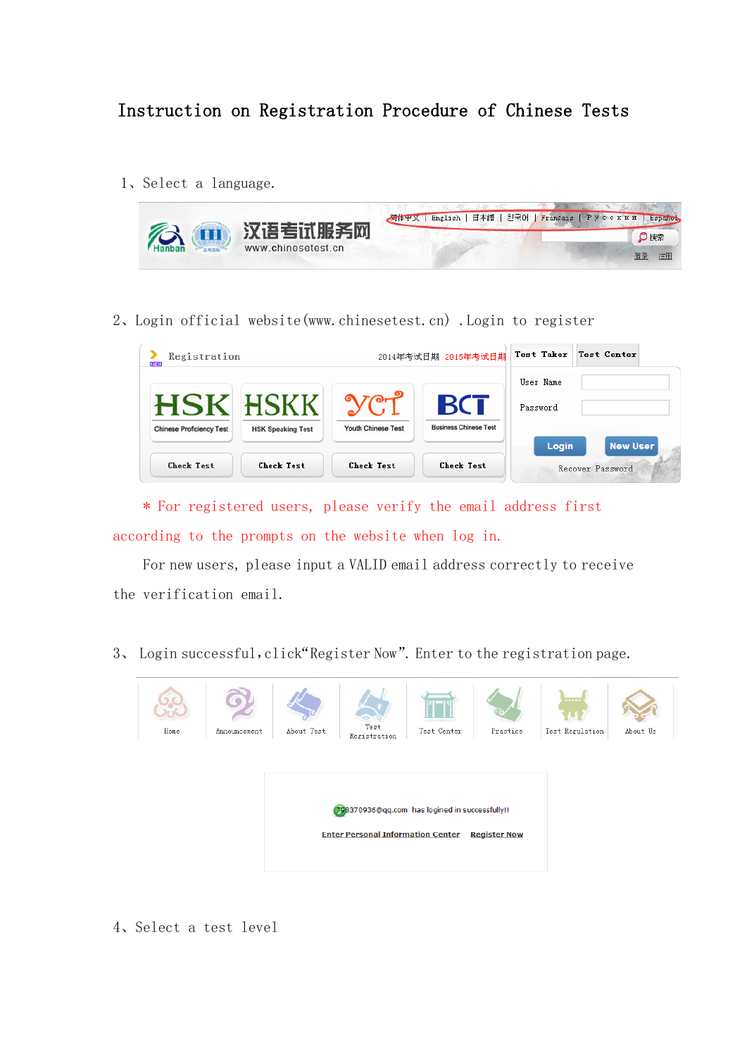# Instruction on Registration Procedure of Chinese Tests

1、Select a language.

2、Login official website(www.chinesetest.cn) .Login to register

\* For registered users, please verify the email address first according to the prompts on the website when log in.

For new users, please input a VALID email address correctly to receive the verification email.

3、 Login successful, click"Register Now". Enter to the registration page.

4、Select a test level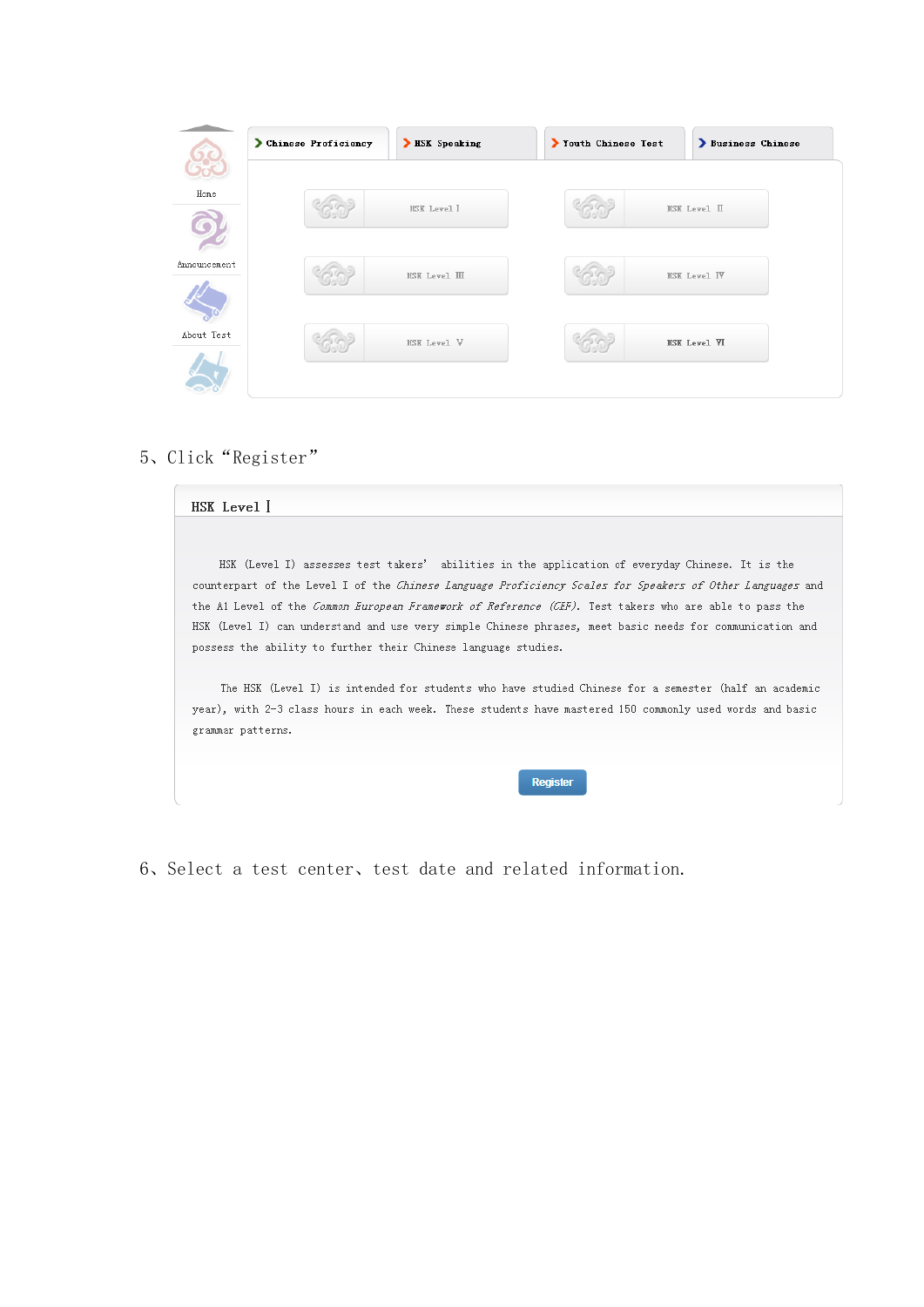Chinese Proficiency | HSK Speaking | Youth Chinese Test | Business Chinese

Home

Announcement

About Test

HSK Level Ⅰ | HSK Level Ⅱ

HSK Level Ⅲ | HSK Level Ⅳ

HSK Level Ⅴ | HSK Level Ⅵ

5、Click “Register”

HSK Level Ⅰ

HSK (Level I) assesses test takers' abilities in the application of everyday Chinese. It is the counterpart of the Level I of the *Chinese Language Proficiency Scales for Speakers of Other Languages* and the A1 Level of the *Common European Framework of Reference (CEF)*. Test takers who are able to pass the HSK (Level I) can understand and use very simple Chinese phrases, meet basic needs for communication and possess the ability to further their Chinese language studies.

The HSK (Level I) is intended for students who have studied Chinese for a semester (half an academic year), with 2-3 class hours in each week. These students have mastered 150 commonly used words and basic grammar patterns.

Register

6、Select a test center、test date and related information.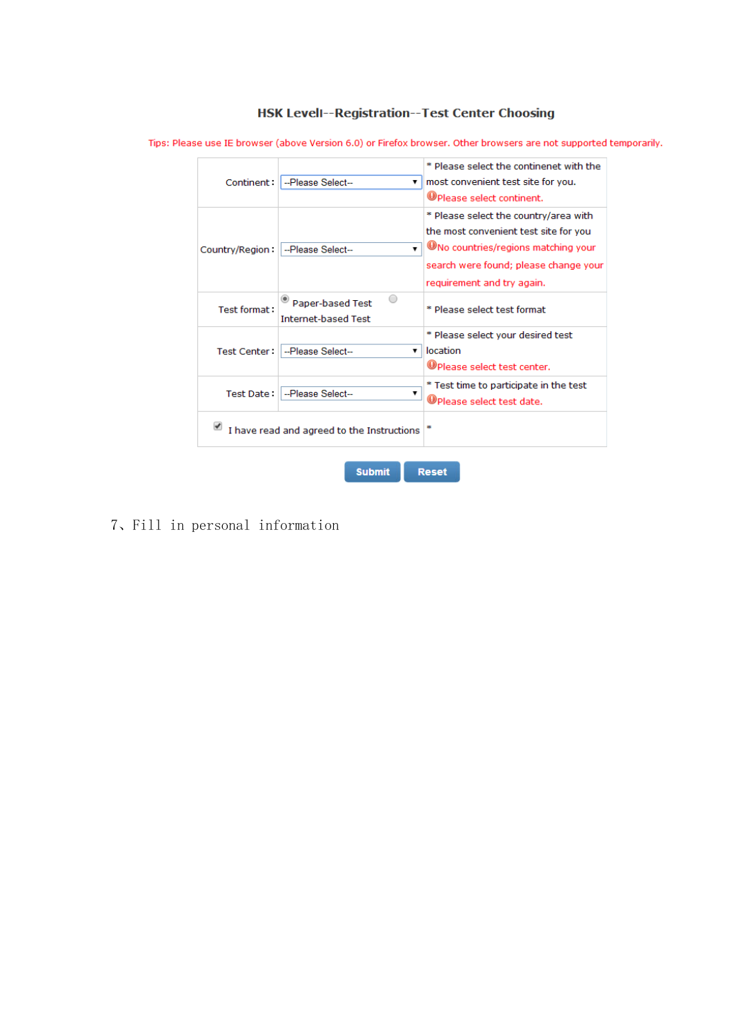### HSK LevelI--Registration--Test Center Choosing

Tips: Please use IE browser (above Version 6.0) or Firefox browser. Other browsers are not supported temporarily.

| | | |
|---|---|---|
| Continent： | --Please Select-- | * Please select the continenet with the most convenient test site for you. Please select continent. |
| Country/Region： | --Please Select-- | * Please select the country/area with the most convenient test site for you No countries/regions matching your search were found; please change your requirement and try again. |
| Test format： | Paper-based Test Internet-based Test | * Please select test format |
| Test Center： | --Please Select-- | * Please select your desired test location Please select test center. |
| Test Date： | --Please Select-- | * Test time to participate in the test Please select test date. |
| I have read and agreed to the Instructions | | * |

Submit Reset

7、Fill in personal information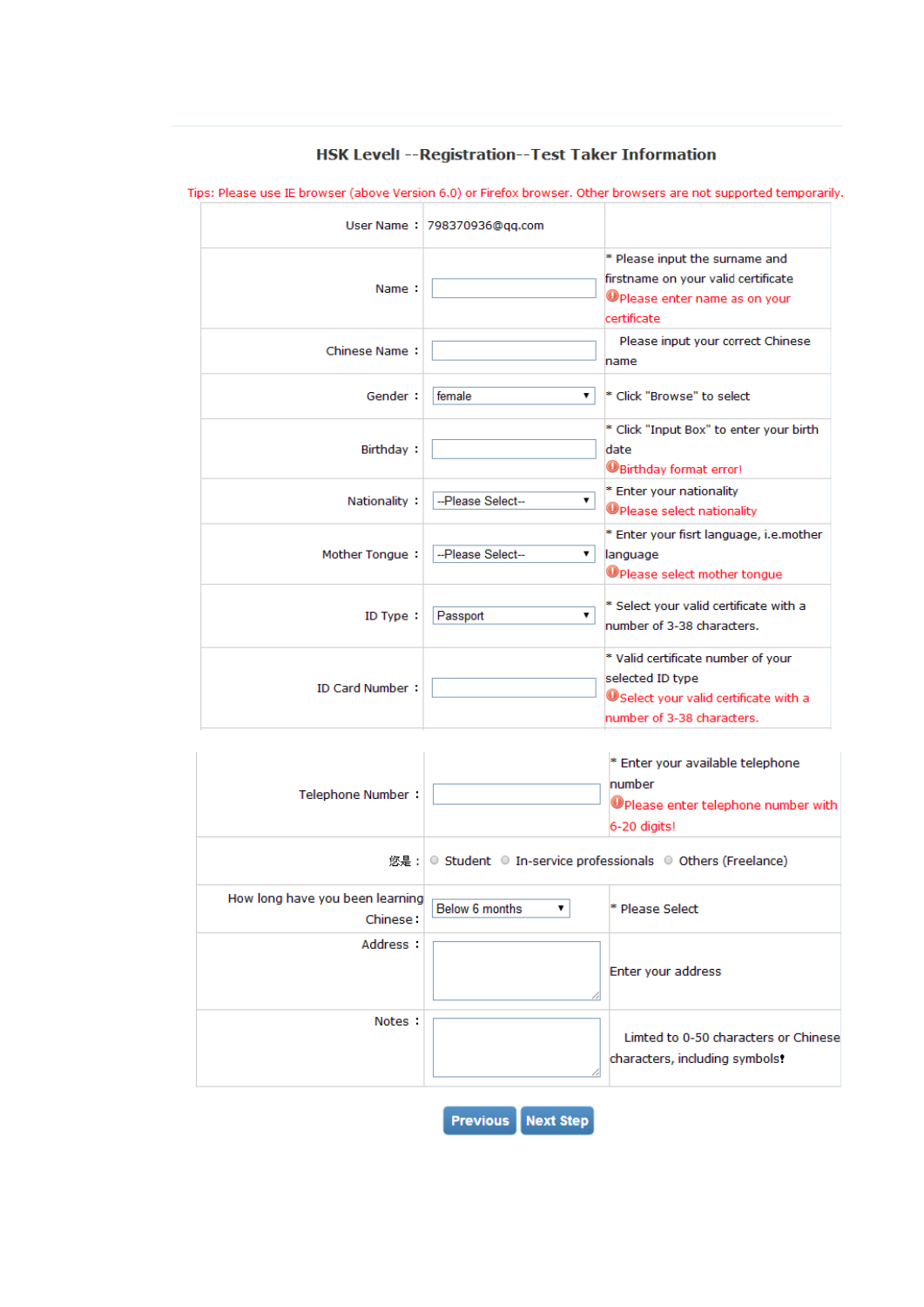### HSK LevelI --Registration--Test Taker Information

Tips: Please use IE browser (above Version 6.0) or Firefox browser. Other browsers are not supported temporarily.

| | | |
|---|---|---|
| User Name ： | 798370936@qq.com | |
| Name ： | | * Please input the surname and firstname on your valid certificate<br>Please enter name as on your certificate |
| Chinese Name ： | | Please input your correct Chinese name |
| Gender ： | female | * Click "Browse" to select |
| Birthday ： | | * Click "Input Box" to enter your birth date<br>Birthday format error! |
| Nationality ： | --Please Select-- | * Enter your nationality<br>Please select nationality |
| Mother Tongue ： | --Please Select-- | * Enter your fisrt language, i.e.mother language<br>Please select mother tongue |
| ID Type ： | Passport | * Select your valid certificate with a number of 3-38 characters. |
| ID Card Number ： | | * Valid certificate number of your selected ID type<br>Select your valid certificate with a number of 3-38 characters. |
| Telephone Number ： | | * Enter your available telephone number<br>Please enter telephone number with 6-20 digits! |
| 您是： | Student / In-service professionals / Others (Freelance) | |
| How long have you been learning Chinese： | Below 6 months | * Please Select |
| Address ： | | Enter your address |
| Notes ： | | Limted to 0-50 characters or Chinese characters, including symbols! |

Previous | Next Step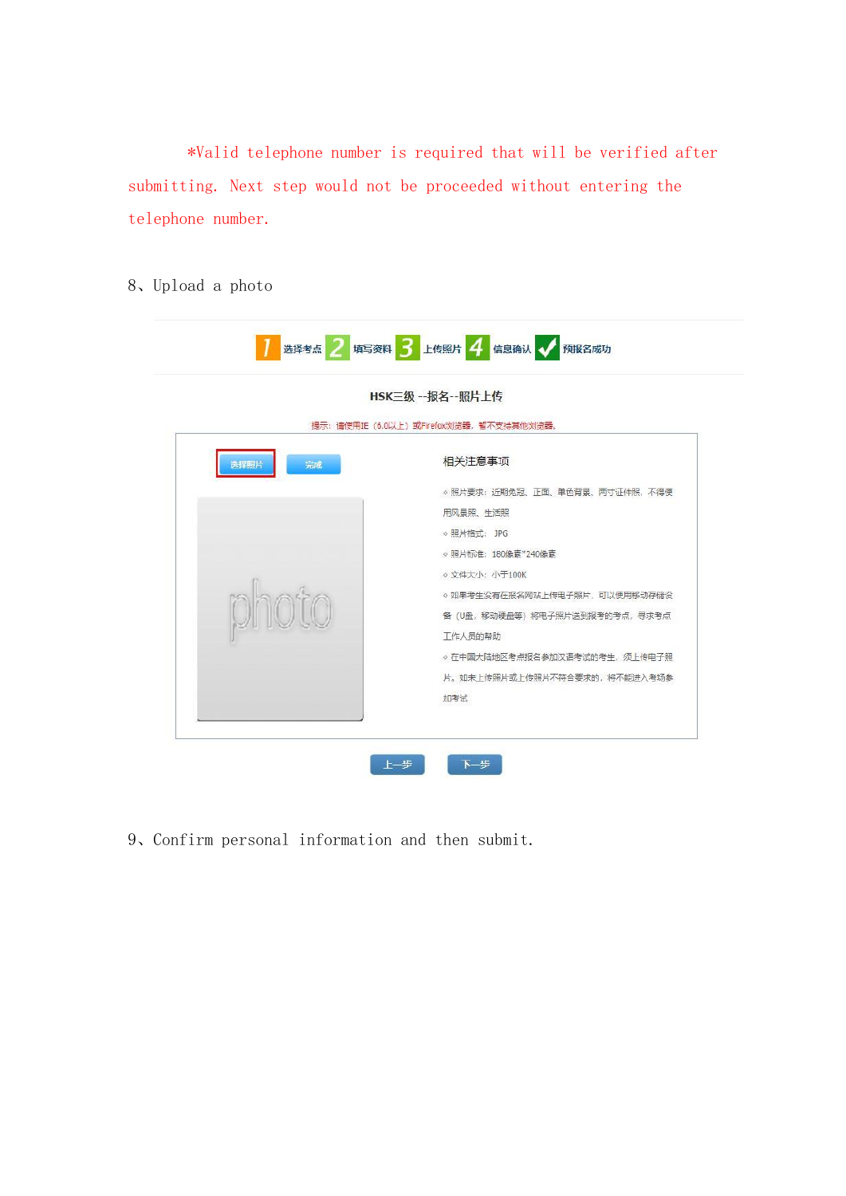*Valid telephone number is required that will be verified after submitting. Next step would not be proceeded without entering the telephone number.

8、Upload a photo

1 选择考点 2 填写资料 3 上传照片 4 信息确认 ✓ 预报名成功

HSK三级 --报名--照片上传

提示：请使用IE（6.0以上）或Firefox浏览器，暂不支持其他浏览器。

选择照片　完成

photo

相关注意事项

- 照片要求：近期免冠、正面、单色背景、两寸证件照，不得使用风景照、生活照
- 照片格式：JPG
- 照片标准：180像素*240像素
- 文件大小：小于100K
- 如果考生没有在报名网站上传电子照片，可以使用移动存储设备（U盘，移动硬盘等）将电子照片送到报考的考点，寻求考点工作人员的帮助
- 在中国大陆地区考点报名参加汉语考试的考生，须上传电子照片。如未上传照片或上传照片不符合要求的，将不能进入考场参加考试

上一步　下一步

9、Confirm personal information and then submit.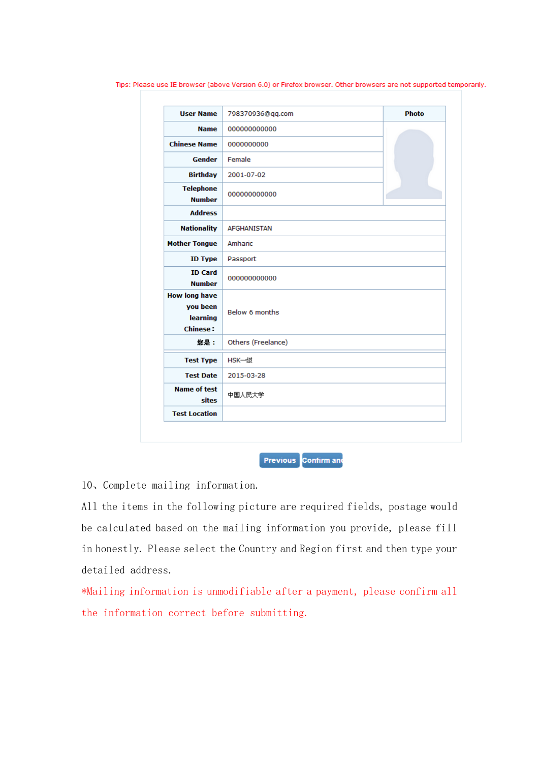Tips: Please use IE browser (above Version 6.0) or Firefox browser. Other browsers are not supported temporarily.

| User Name | 798370936@qq.com | Photo |
|---|---|---|
| Name | 000000000000 | |
| Chinese Name | 0000000000 | |
| Gender | Female | |
| Birthday | 2001-07-02 | |
| Telephone Number | 000000000000 | |
| Address | | |
| Nationality | AFGHANISTAN | |
| Mother Tongue | Amharic | |
| ID Type | Passport | |
| ID Card Number | 000000000000 | |
| How long have you been learning Chinese： | Below 6 months | |
| 您是： | Others (Freelance) | |
| Test Type | HSK一级 | |
| Test Date | 2015-03-28 | |
| Name of test sites | 中国人民大学 | |
| Test Location | | |

Previous | Confirm an

10、Complete mailing information.

All the items in the following picture are required fields, postage would be calculated based on the mailing information you provide, please fill in honestly. Please select the Country and Region first and then type your detailed address.

*Mailing information is unmodifiable after a payment, please confirm all the information correct before submitting.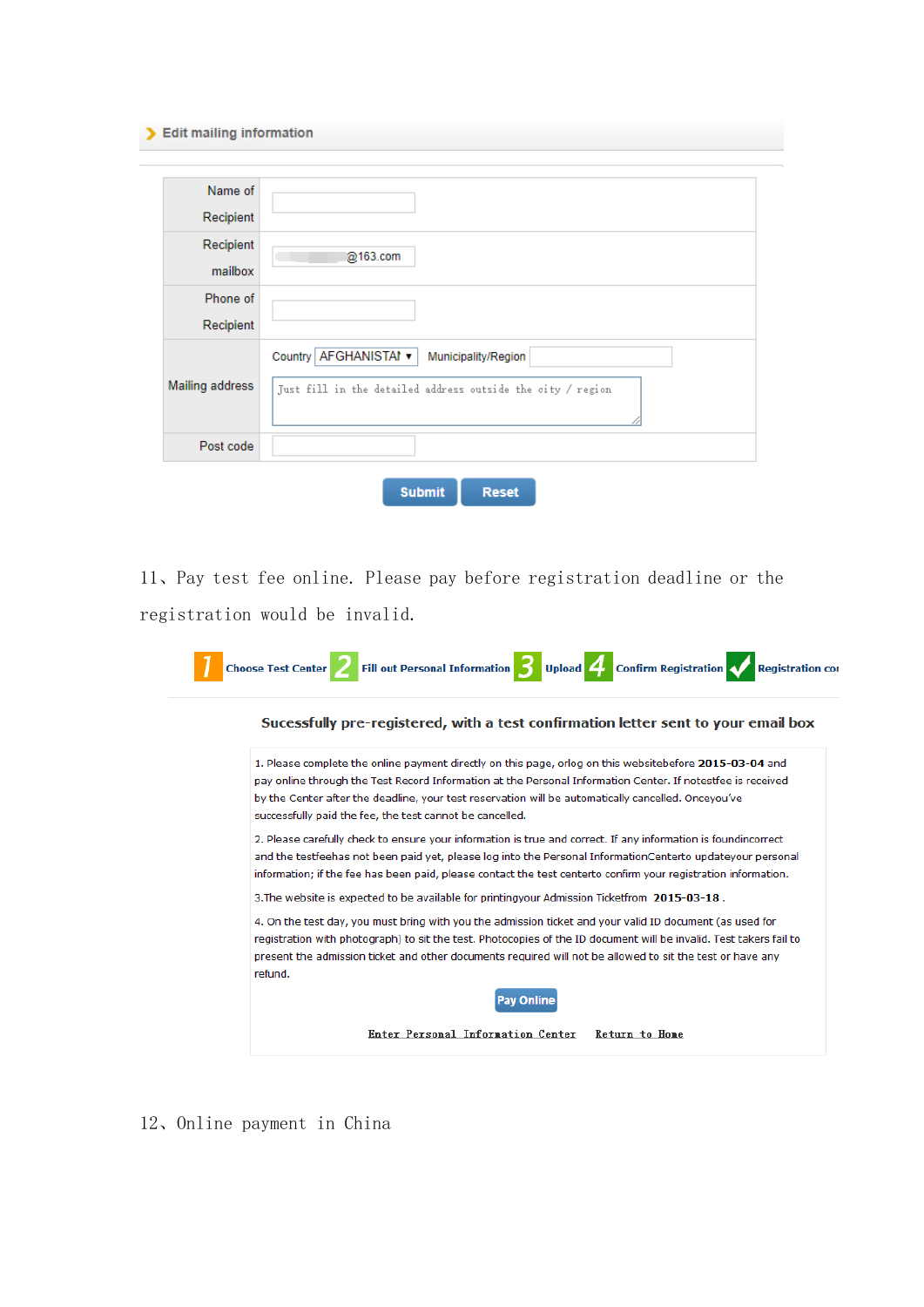> Edit mailing information

| | |
|---|---|
| Name of Recipient | |
| Recipient mailbox | @163.com |
| Phone of Recipient | |
| Mailing address | Country AFGHANISTAN Municipality/Region<br>Just fill in the detailed address outside the city / region |
| Post code | |

Submit Reset

11、Pay test fee online. Please pay before registration deadline or the registration would be invalid.

1 Choose Test Center 2 Fill out Personal Information 3 Upload 4 Confirm Registration ✓ Registration co

**Sucessfully pre-registered, with a test confirmation letter sent to your email box**

1. Please complete the online payment directly on this page, orlog on this websitebefore **2015-03-04** and pay online through the Test Record Information at the Personal Information Center. If notestfee is received by the Center after the deadline, your test reservation will be automatically cancelled. Onceyou've successfully paid the fee, the test cannot be cancelled.

2. Please carefully check to ensure your information is true and correct. If any information is foundincorrect and the testfeehas not been paid yet, please log into the Personal InformationCenterto updateyour personal information; if the fee has been paid, please contact the test centerto confirm your registration information.

3.The website is expected to be available for printingyour Admission Ticketfrom **2015-03-18** .

4. On the test day, you must bring with you the admission ticket and your valid ID document (as used for registration with photograph) to sit the test. Photocopies of the ID document will be invalid. Test takers fail to present the admission ticket and other documents required will not be allowed to sit the test or have any refund.

Pay Online

Enter Personal Information Center    Return to Home

12、Online payment in China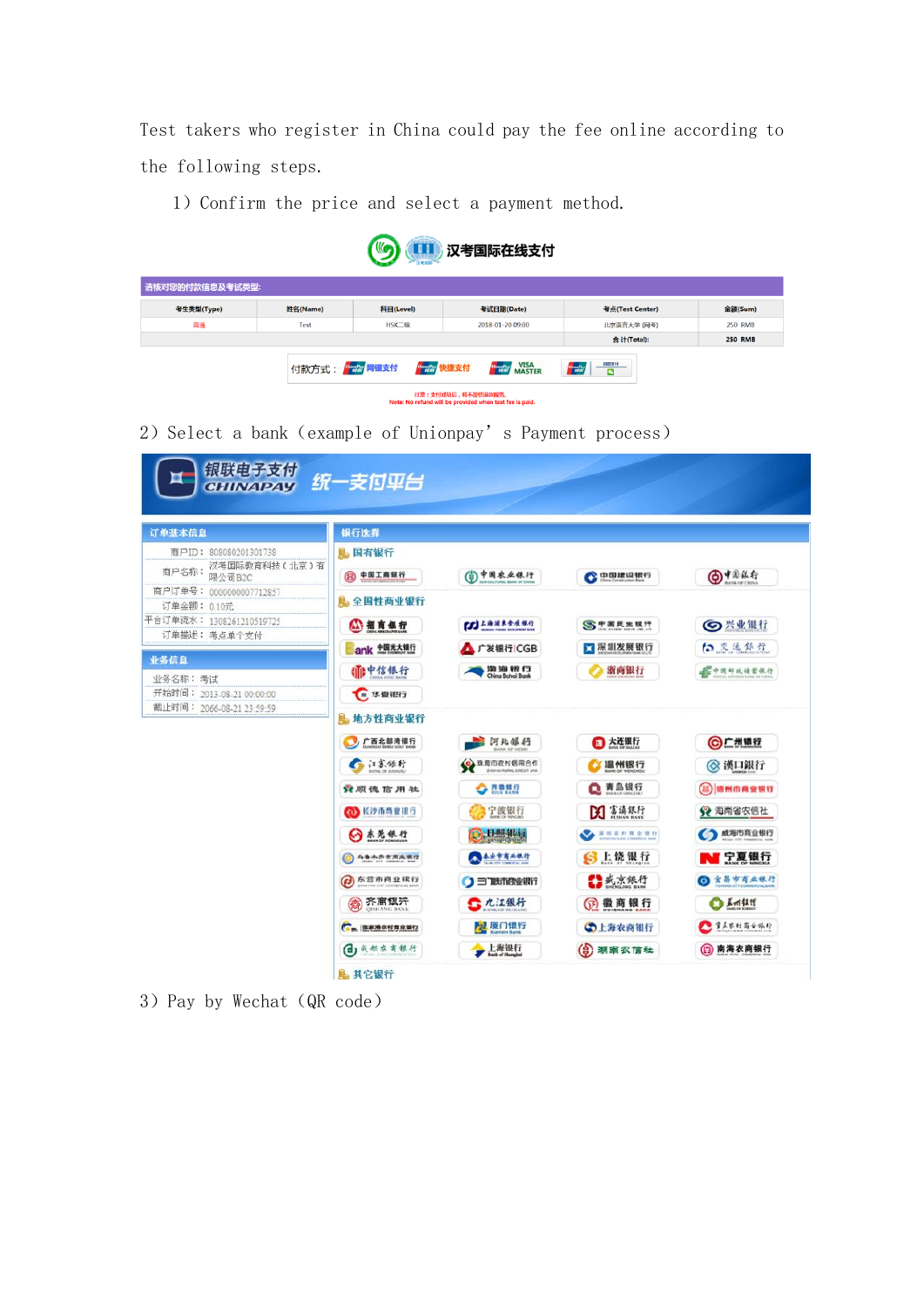Test takers who register in China could pay the fee online according to the following steps.

1) Confirm the price and select a payment method.

汉考国际在线支付

请核对您的付款信息及考试类型:

| 考生类型(Type) | 姓名(Name) | 科目(Level) | 考试日期(Date) | 考点(Test Center) | 金额(Sum) |
|---|---|---|---|---|---|
| 简通 | Test | HSK二级 | 2018-01-20 09:00 | 北京语言大学 (网考) | 250 RMB |
| | | | | 合 计(Total): | 250 RMB |

付款方式： 网银支付 快捷支付 VISA MASTER

注意：支付成功后，将不提供退款服务。
Note: No refund will be provided when test fee is paid.

2) Select a bank (example of Unionpay's Payment process)

银联电子支付 CHINAPAY 统一支付平台

订单基本信息

商户ID： 808080201301738
商户名称： 汉考国际教育科技(北京)有限公司B2C
商户订单号： 0000000007712857
订单金额： 0.10元
平台订单流水： 13082612105197​25
订单描述： 考点单个支付

业务信息

业务名称： 考试
开始时间： 2013-08-21 00:00:00
截止时间： 2066-08-21 23:59:59

银行选择

国有银行

中国工商银行 中国农业银行 中国建设银行 中国银行

全国性商业银行

招商银行 上海浦东发展银行 中国民生银行 兴业银行 中国光大银行 广发银行CGB 深圳发展银行 交通银行 中信银行 渤海银行 浙商银行 中国邮政储蓄银行 华夏银行

地方性商业银行

广西北部湾银行 河北银行 大连银行 广州银行 江苏银行 珠海市农村信用合作 温州银行 汉口银行 顺德信用社 齐鲁银行 青岛银行 杭州市商业银行 长沙市商业银行 宁波银行 富滇银行 海南省农信社 东莞银行 日照银行 南京市商业银行 威海市商业银行 乌鲁木齐市商业银行 北京农商银行 上饶银行 宁夏银行 东营市商业银行 三明市商业银行 盛京银行 贵阳市商业银行 齐商银行 九江银行 徽商银行 长沙银行 张家港农村商业银行 厦门银行 上海农商银行 重庆农村商业银行 成都农商银行 上海银行 湖南农信社 南海农商银行

其它银行

3) Pay by Wechat (QR code)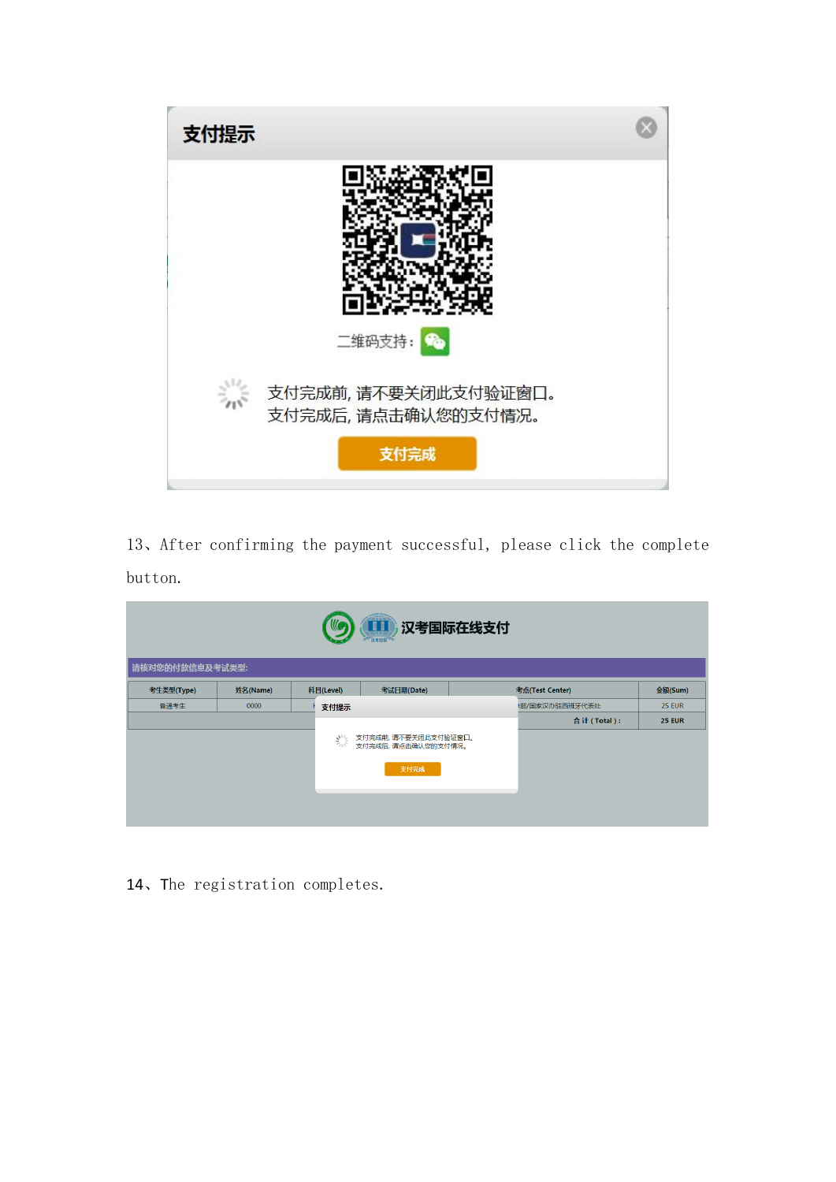支付提示

二维码支持：

支付完成前, 请不要关闭此支付验证窗口。
支付完成后, 请点击确认您的支付情况。

支付完成

13、After confirming the payment successful, please click the complete button.

汉考国际在线支付

请核对您的付款信息及考试类型:

| 考生类型(Type) | 姓名(Name) | 科目(Level) | 考试日期(Date) | 考点(Test Center) | 金额(Sum) |
| --- | --- | --- | --- | --- | --- |
| 普通考生 | 0000 | | | …部/国家汉办驻西班牙代表处 | 25 EUR |
| | | | | 合 计 ( Total ) : | 25 EUR |

支付提示

支付完成前, 请不要关闭此支付验证窗口。
支付完成后, 请点击确认您的支付情况。

支付完成

14、The registration completes.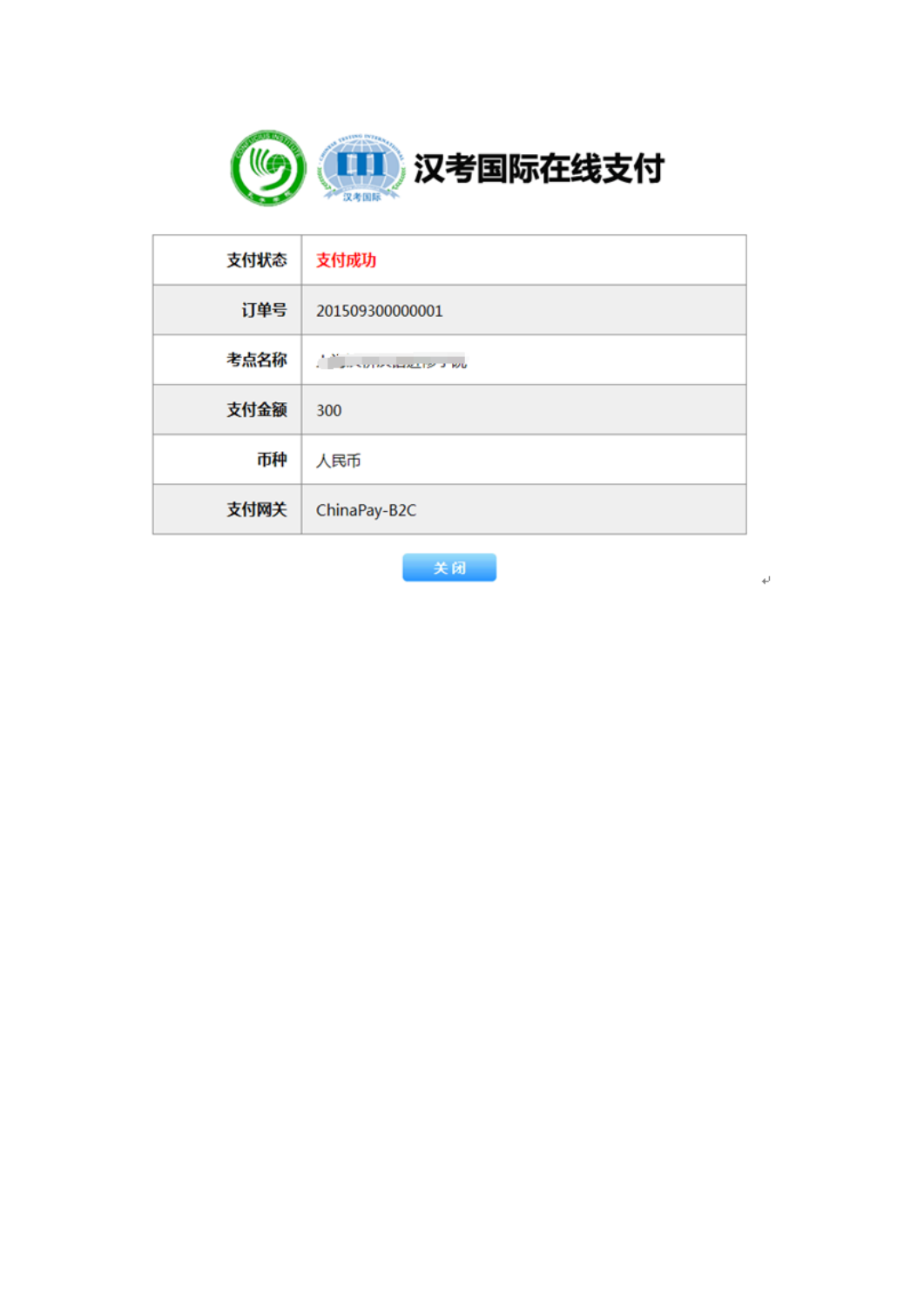# 汉考国际在线支付

| | |
|---|---|
| 支付状态 | 支付成功 |
| 订单号 | 201509300000001 |
| 考点名称 | |
| 支付金额 | 300 |
| 币种 | 人民币 |
| 支付网关 | ChinaPay-B2C |

关 闭